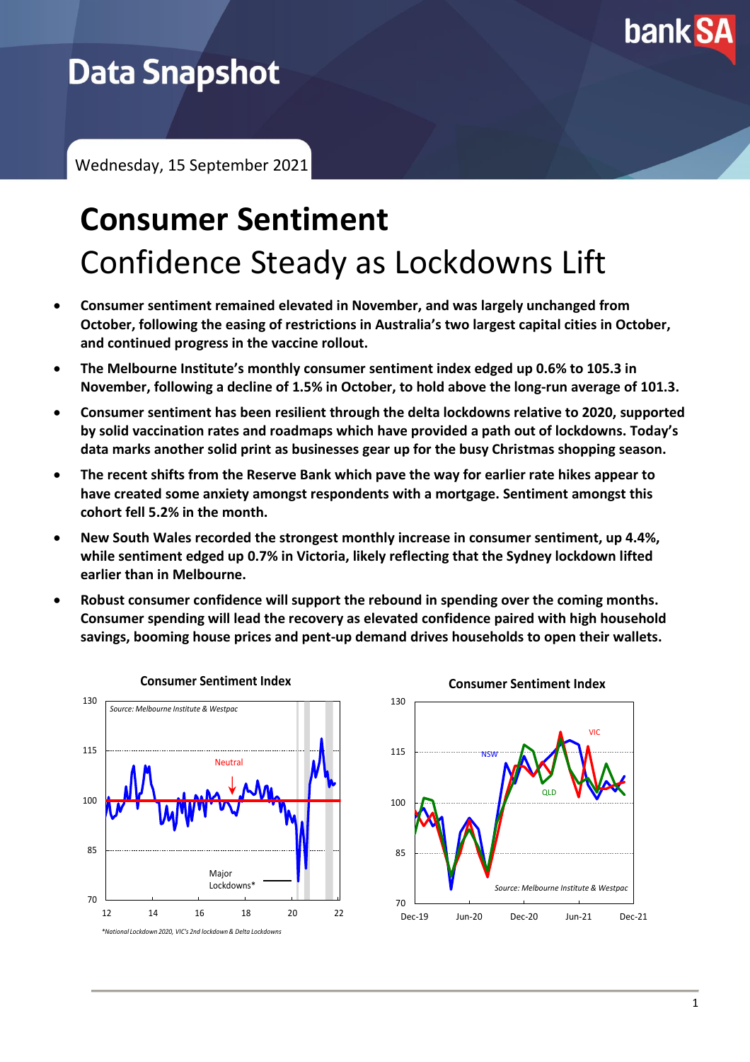# Data Snapshot

Wednesday, 15 September 2021

# Consumer Sentiment

## Confidence Steady as Lockdowns Lift

- **Consumer sentiment remained elevated in November, and was largely unchanged from October, following the easing of restrictions in Australia's two largest capital cities in October, and continued progress in the vaccine rollout.**
- **The Melbourne Institute's monthly consumer sentiment index edged up 0.6% to 105.3 in November, following a decline of 1.5% in October, to hold above the long-run average of 101.3.**
- **Consumer sentiment has been resilient through the delta lockdowns relative to 2020, supported by solid vaccination rates and roadmaps which have provided a path out of lockdowns. Today's data marks another solid print as businesses gear up for the busy Christmas shopping season.**
- **The recent shifts from the Reserve Bank which pave the way for earlier rate hikes appear to have created some anxiety amongst respondents with a mortgage. Sentiment amongst this cohort fell 5.2% in the month.**
- **New South Wales recorded the strongest monthly increase in consumer sentiment, up 4.4%, while sentiment edged up 0.7% in Victoria, likely reflecting that the Sydney lockdown lifted earlier than in Melbourne.**
- **Robust consumer confidence will support the rebound in spending over the coming months. Consumer spending will lead the recovery as elevated confidence paired with high household savings, booming house prices and pent-up demand drives households to open their wallets.**

**Consumer Sentiment Index**

*Source: Melbourne Institute & Westpac*

*National Lockdown 2020, VIC's 2nd lockdown & Delta Lockdowns

**Consumer Sentiment Index**

*Source: Melbourne Institute & Westpac*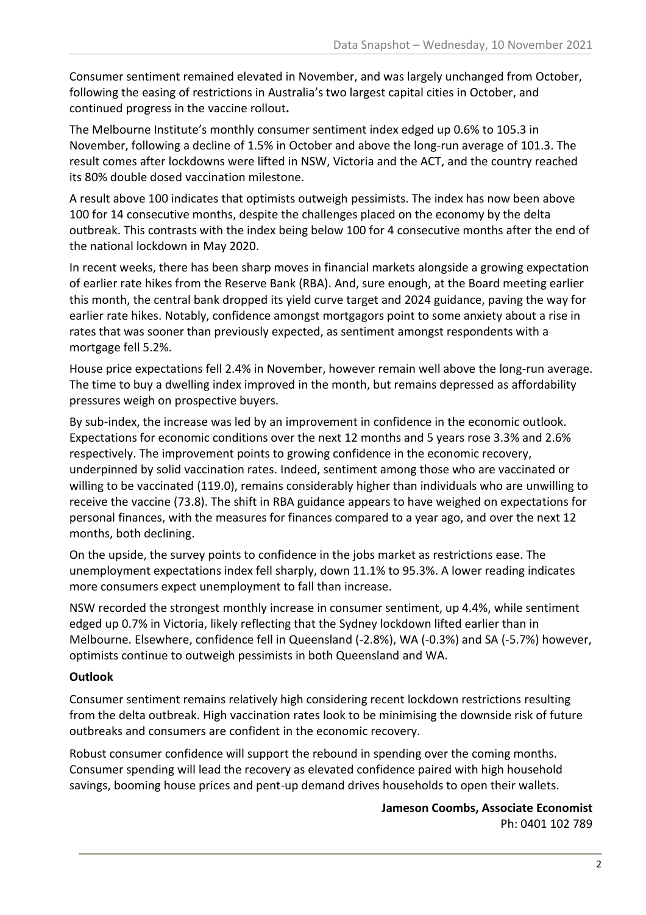Consumer sentiment remained elevated in November, and was largely unchanged from October, following the easing of restrictions in Australia's two largest capital cities in October, and continued progress in the vaccine rollout**.**

The Melbourne Institute's monthly consumer sentiment index edged up 0.6% to 105.3 in November, following a decline of 1.5% in October and above the long-run average of 101.3. The result comes after lockdowns were lifted in NSW, Victoria and the ACT, and the country reached its 80% double dosed vaccination milestone.

A result above 100 indicates that optimists outweigh pessimists. The index has now been above 100 for 14 consecutive months, despite the challenges placed on the economy by the delta outbreak. This contrasts with the index being below 100 for 4 consecutive months after the end of the national lockdown in May 2020.

In recent weeks, there has been sharp moves in financial markets alongside a growing expectation of earlier rate hikes from the Reserve Bank (RBA). And, sure enough, at the Board meeting earlier this month, the central bank dropped its yield curve target and 2024 guidance, paving the way for earlier rate hikes. Notably, confidence amongst mortgagors point to some anxiety about a rise in rates that was sooner than previously expected, as sentiment amongst respondents with a mortgage fell 5.2%.

House price expectations fell 2.4% in November, however remain well above the long-run average. The time to buy a dwelling index improved in the month, but remains depressed as affordability pressures weigh on prospective buyers.

By sub-index, the increase was led by an improvement in confidence in the economic outlook. Expectations for economic conditions over the next 12 months and 5 years rose 3.3% and 2.6% respectively. The improvement points to growing confidence in the economic recovery, underpinned by solid vaccination rates. Indeed, sentiment among those who are vaccinated or willing to be vaccinated (119.0), remains considerably higher than individuals who are unwilling to receive the vaccine (73.8). The shift in RBA guidance appears to have weighed on expectations for personal finances, with the measures for finances compared to a year ago, and over the next 12 months, both declining.

On the upside, the survey points to confidence in the jobs market as restrictions ease. The unemployment expectations index fell sharply, down 11.1% to 95.3%. A lower reading indicates more consumers expect unemployment to fall than increase.

NSW recorded the strongest monthly increase in consumer sentiment, up 4.4%, while sentiment edged up 0.7% in Victoria, likely reflecting that the Sydney lockdown lifted earlier than in Melbourne. Elsewhere, confidence fell in Queensland (-2.8%), WA (-0.3%) and SA (-5.7%) however, optimists continue to outweigh pessimists in both Queensland and WA.

**Outlook**

Consumer sentiment remains relatively high considering recent lockdown restrictions resulting from the delta outbreak. High vaccination rates look to be minimising the downside risk of future outbreaks and consumers are confident in the economic recovery.

Robust consumer confidence will support the rebound in spending over the coming months. Consumer spending will lead the recovery as elevated confidence paired with high household savings, booming house prices and pent-up demand drives households to open their wallets.

**Jameson Coombs, Associate Economist**
Ph: 0401 102 789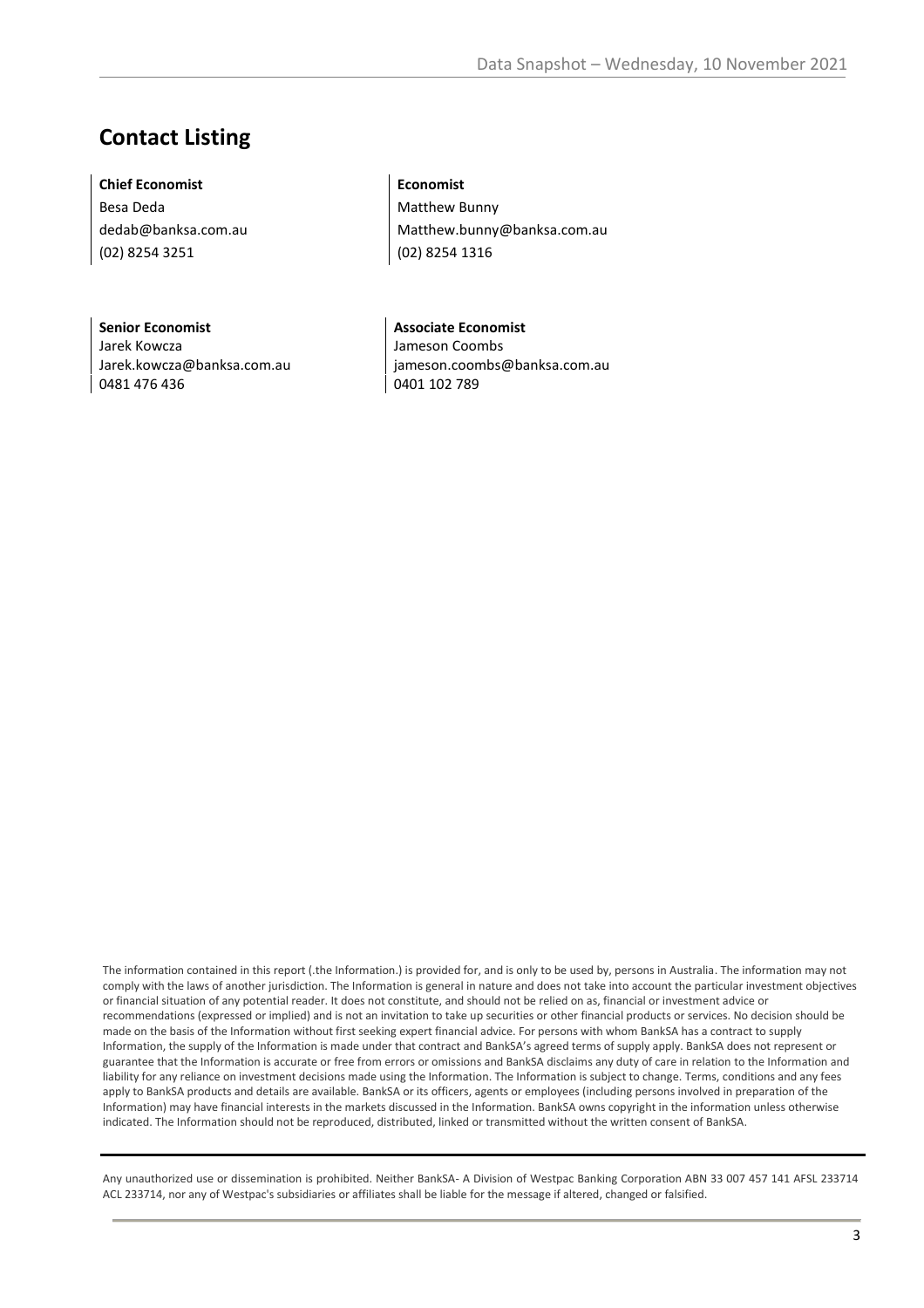## Contact Listing

**Chief Economist**
Besa Deda
dedab@banksa.com.au
(02) 8254 3251

**Economist**
Matthew Bunny
Matthew.bunny@banksa.com.au
(02) 8254 1316

**Senior Economist**
Jarek Kowcza
Jarek.kowcza@banksa.com.au
0481 476 436

**Associate Economist**
Jameson Coombs
jameson.coombs@banksa.com.au
0401 102 789

The information contained in this report (.the Information.) is provided for, and is only to be used by, persons in Australia. The information may not comply with the laws of another jurisdiction. The Information is general in nature and does not take into account the particular investment objectives or financial situation of any potential reader. It does not constitute, and should not be relied on as, financial or investment advice or recommendations (expressed or implied) and is not an invitation to take up securities or other financial products or services. No decision should be made on the basis of the Information without first seeking expert financial advice. For persons with whom BankSA has a contract to supply Information, the supply of the Information is made under that contract and BankSA's agreed terms of supply apply. BankSA does not represent or guarantee that the Information is accurate or free from errors or omissions and BankSA disclaims any duty of care in relation to the Information and liability for any reliance on investment decisions made using the Information. The Information is subject to change. Terms, conditions and any fees apply to BankSA products and details are available. BankSA or its officers, agents or employees (including persons involved in preparation of the Information) may have financial interests in the markets discussed in the Information. BankSA owns copyright in the information unless otherwise indicated. The Information should not be reproduced, distributed, linked or transmitted without the written consent of BankSA.

Any unauthorized use or dissemination is prohibited. Neither BankSA- A Division of Westpac Banking Corporation ABN 33 007 457 141 AFSL 233714 ACL 233714, nor any of Westpac's subsidiaries or affiliates shall be liable for the message if altered, changed or falsified.